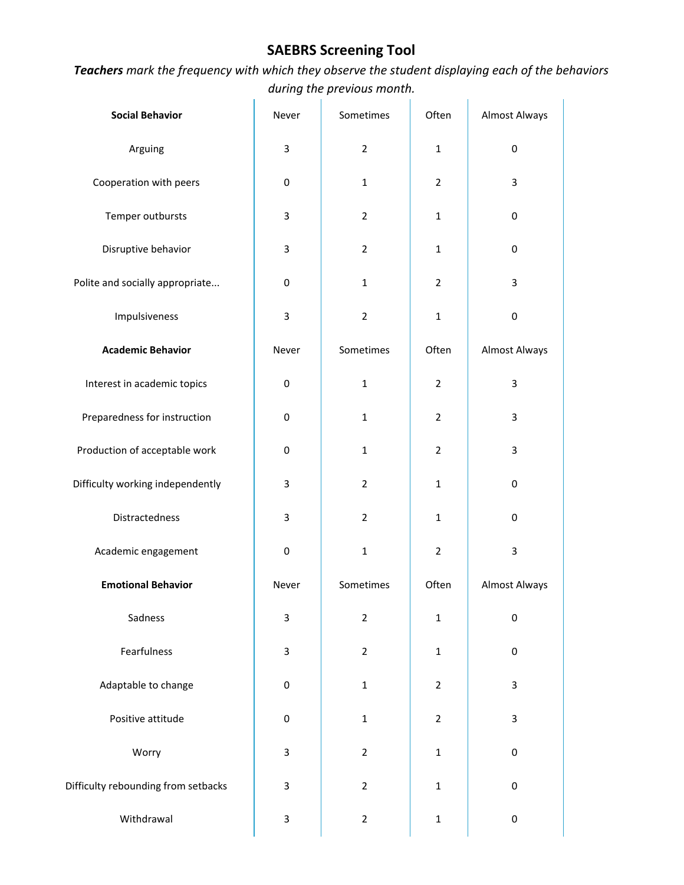# SAEBRS Screening Tool

***Teachers** mark the frequency with which they observe the student displaying each of the behaviors during the previous month.*

| **Social Behavior** | Never | Sometimes | Often | Almost Always |
|---|---|---|---|---|
| Arguing | 3 | 2 | 1 | 0 |
| Cooperation with peers | 0 | 1 | 2 | 3 |
| Temper outbursts | 3 | 2 | 1 | 0 |
| Disruptive behavior | 3 | 2 | 1 | 0 |
| Polite and socially appropriate... | 0 | 1 | 2 | 3 |
| Impulsiveness | 3 | 2 | 1 | 0 |
| **Academic Behavior** | Never | Sometimes | Often | Almost Always |
| Interest in academic topics | 0 | 1 | 2 | 3 |
| Preparedness for instruction | 0 | 1 | 2 | 3 |
| Production of acceptable work | 0 | 1 | 2 | 3 |
| Difficulty working independently | 3 | 2 | 1 | 0 |
| Distractedness | 3 | 2 | 1 | 0 |
| Academic engagement | 0 | 1 | 2 | 3 |
| **Emotional Behavior** | Never | Sometimes | Often | Almost Always |
| Sadness | 3 | 2 | 1 | 0 |
| Fearfulness | 3 | 2 | 1 | 0 |
| Adaptable to change | 0 | 1 | 2 | 3 |
| Positive attitude | 0 | 1 | 2 | 3 |
| Worry | 3 | 2 | 1 | 0 |
| Difficulty rebounding from setbacks | 3 | 2 | 1 | 0 |
| Withdrawal | 3 | 2 | 1 | 0 |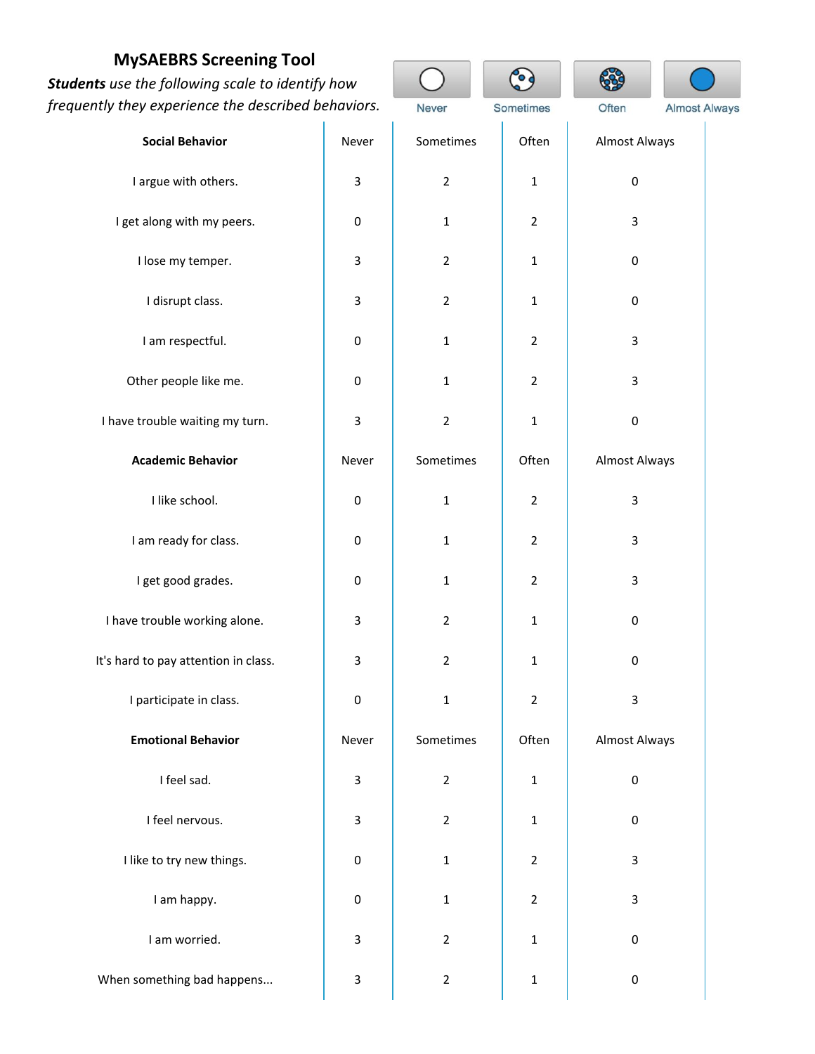## MySAEBRS Screening Tool

***Students*** *use the following scale to identify how frequently they experience the described behaviors.*

Never | Sometimes | Often | Almost Always

| Social Behavior | Never | Sometimes | Often | Almost Always |
|---|---|---|---|---|
| I argue with others. | 3 | 2 | 1 | 0 |
| I get along with my peers. | 0 | 1 | 2 | 3 |
| I lose my temper. | 3 | 2 | 1 | 0 |
| I disrupt class. | 3 | 2 | 1 | 0 |
| I am respectful. | 0 | 1 | 2 | 3 |
| Other people like me. | 0 | 1 | 2 | 3 |
| I have trouble waiting my turn. | 3 | 2 | 1 | 0 |
| **Academic Behavior** | Never | Sometimes | Often | Almost Always |
| I like school. | 0 | 1 | 2 | 3 |
| I am ready for class. | 0 | 1 | 2 | 3 |
| I get good grades. | 0 | 1 | 2 | 3 |
| I have trouble working alone. | 3 | 2 | 1 | 0 |
| It's hard to pay attention in class. | 3 | 2 | 1 | 0 |
| I participate in class. | 0 | 1 | 2 | 3 |
| **Emotional Behavior** | Never | Sometimes | Often | Almost Always |
| I feel sad. | 3 | 2 | 1 | 0 |
| I feel nervous. | 3 | 2 | 1 | 0 |
| I like to try new things. | 0 | 1 | 2 | 3 |
| I am happy. | 0 | 1 | 2 | 3 |
| I am worried. | 3 | 2 | 1 | 0 |
| When something bad happens... | 3 | 2 | 1 | 0 |